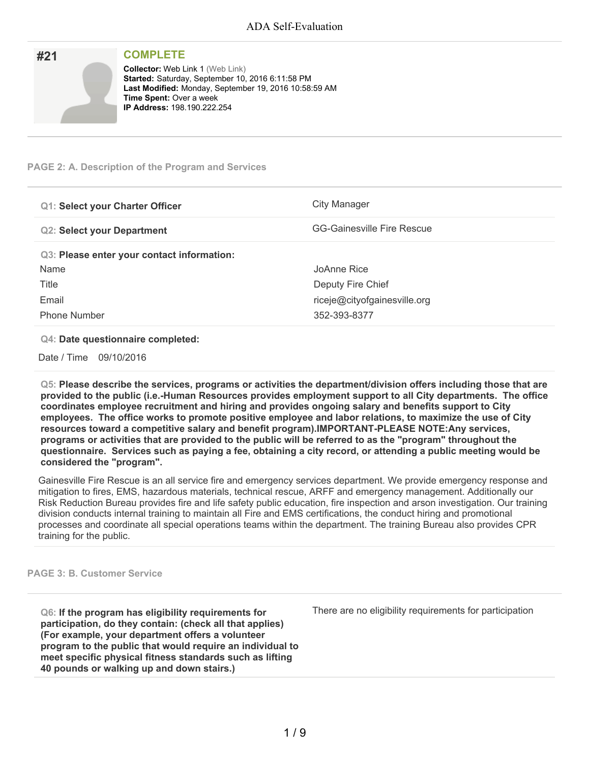# ADA Self-Evaluation

## #21

**COMPLETE**

**Collector:** Web Link 1 (Web Link)
**Started:** Saturday, September 10, 2016 6:11:58 PM
**Last Modified:** Monday, September 19, 2016 10:58:59 AM
**Time Spent:** Over a week
**IP Address:** 198.190.222.254

### PAGE 2: A. Description of the Program and Services

| | |
|---|---|
| **Q1: Select your Charter Officer** | City Manager |
| **Q2: Select your Department** | GG-Gainesville Fire Rescue |

**Q3: Please enter your contact information:**

| | |
|---|---|
| Name | JoAnne Rice |
| Title | Deputy Fire Chief |
| Email | riceje@cityofgainesville.org |
| Phone Number | 352-393-8377 |

**Q4: Date questionnaire completed:**

Date / Time 09/10/2016

**Q5: Please describe the services, programs or activities the department/division offers including those that are provided to the public (i.e.-Human Resources provides employment support to all City departments. The office coordinates employee recruitment and hiring and provides ongoing salary and benefits support to City employees. The office works to promote positive employee and labor relations, to maximize the use of City resources toward a competitive salary and benefit program).IMPORTANT-PLEASE NOTE:Any services, programs or activities that are provided to the public will be referred to as the "program" throughout the questionnaire. Services such as paying a fee, obtaining a city record, or attending a public meeting would be considered the "program".**

Gainesville Fire Rescue is an all service fire and emergency services department. We provide emergency response and mitigation to fires, EMS, hazardous materials, technical rescue, ARFF and emergency management. Additionally our Risk Reduction Bureau provides fire and life safety public education, fire inspection and arson investigation. Our training division conducts internal training to maintain all Fire and EMS certifications, the conduct hiring and promotional processes and coordinate all special operations teams within the department. The training Bureau also provides CPR training for the public.

### PAGE 3: B. Customer Service

| | |
|---|---|
| **Q6: If the program has eligibility requirements for participation, do they contain: (check all that applies) (For example, your department offers a volunteer program to the public that would require an individual to meet specific physical fitness standards such as lifting 40 pounds or walking up and down stairs.)** | There are no eligibility requirements for participation |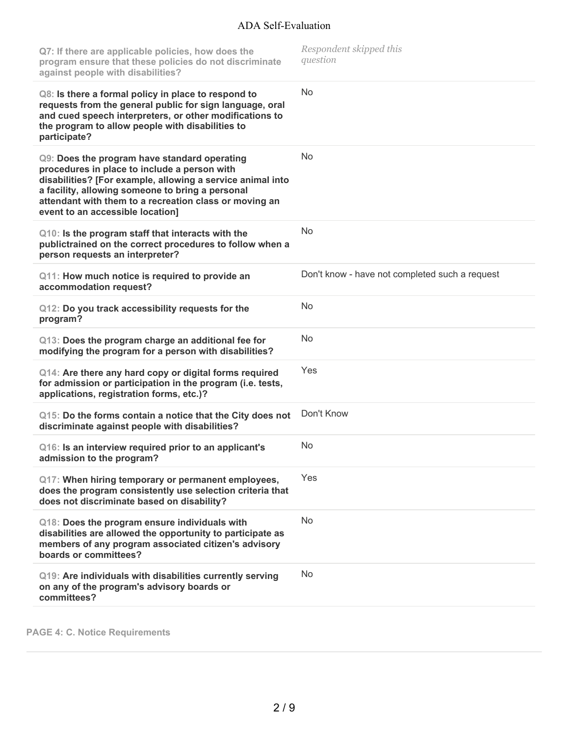| | |
|---|---|
| **Q7:** If there are applicable policies, how does the program ensure that these policies do not discriminate against people with disabilities? | *Respondent skipped this question* |
| **Q8:** Is there a formal policy in place to respond to requests from the general public for sign language, oral and cued speech interpreters, or other modifications to the program to allow people with disabilities to participate? | No |
| **Q9:** Does the program have standard operating procedures in place to include a person with disabilities? [For example, allowing a service animal into a facility, allowing someone to bring a personal attendant with them to a recreation class or moving an event to an accessible location] | No |
| **Q10:** Is the program staff that interacts with the publictrained on the correct procedures to follow when a person requests an interpreter? | No |
| **Q11:** How much notice is required to provide an accommodation request? | Don't know - have not completed such a request |
| **Q12:** Do you track accessibility requests for the program? | No |
| **Q13:** Does the program charge an additional fee for modifying the program for a person with disabilities? | No |
| **Q14:** Are there any hard copy or digital forms required for admission or participation in the program (i.e. tests, applications, registration forms, etc.)? | Yes |
| **Q15:** Do the forms contain a notice that the City does not discriminate against people with disabilities? | Don't Know |
| **Q16:** Is an interview required prior to an applicant's admission to the program? | No |
| **Q17:** When hiring temporary or permanent employees, does the program consistently use selection criteria that does not discriminate based on disability? | Yes |
| **Q18:** Does the program ensure individuals with disabilities are allowed the opportunity to participate as members of any program associated citizen's advisory boards or committees? | No |
| **Q19:** Are individuals with disabilities currently serving on any of the program's advisory boards or committees? | No |

## PAGE 4: C. Notice Requirements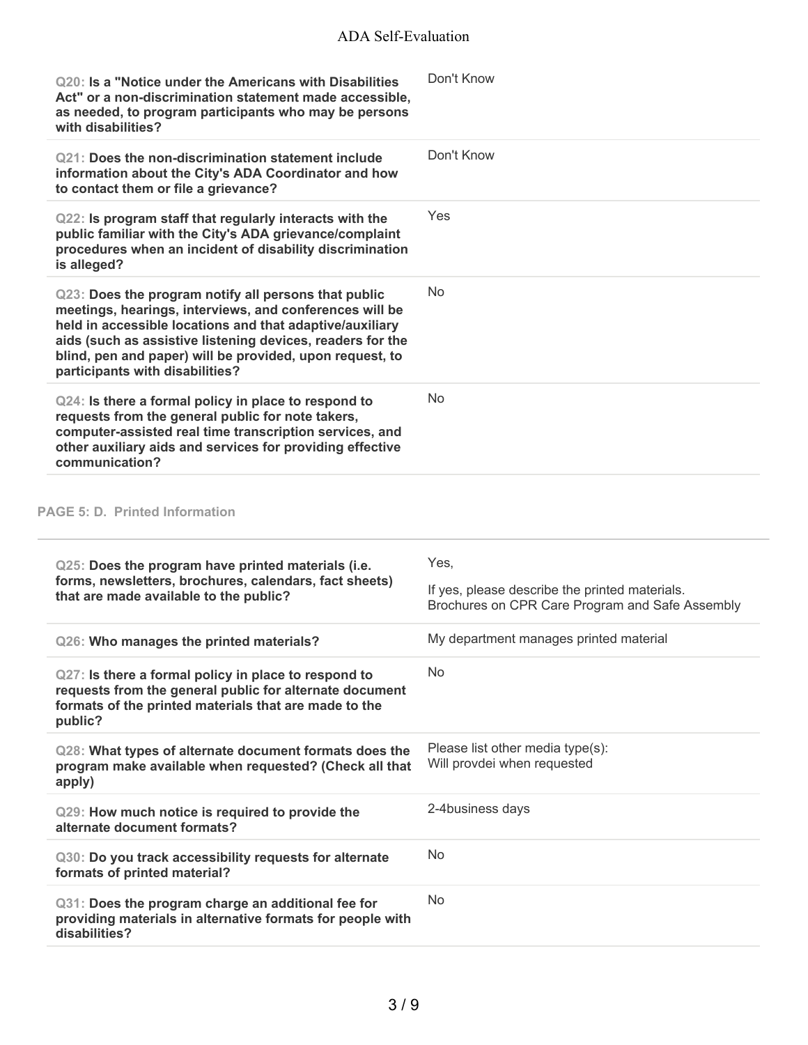| Question | Response |
| --- | --- |
| **Q20: Is a "Notice under the Americans with Disabilities Act" or a non-discrimination statement made accessible, as needed, to program participants who may be persons with disabilities?** | Don't Know |
| **Q21: Does the non-discrimination statement include information about the City's ADA Coordinator and how to contact them or file a grievance?** | Don't Know |
| **Q22: Is program staff that regularly interacts with the public familiar with the City's ADA grievance/complaint procedures when an incident of disability discrimination is alleged?** | Yes |
| **Q23: Does the program notify all persons that public meetings, hearings, interviews, and conferences will be held in accessible locations and that adaptive/auxiliary aids (such as assistive listening devices, readers for the blind, pen and paper) will be provided, upon request, to participants with disabilities?** | No |
| **Q24: Is there a formal policy in place to respond to requests from the general public for note takers, computer-assisted real time transcription services, and other auxiliary aids and services for providing effective communication?** | No |

## PAGE 5: D. Printed Information

| Question | Response |
| --- | --- |
| **Q25: Does the program have printed materials (i.e. forms, newsletters, brochures, calendars, fact sheets) that are made available to the public?** | Yes,<br>If yes, please describe the printed materials. Brochures on CPR Care Program and Safe Assembly |
| **Q26: Who manages the printed materials?** | My department manages printed material |
| **Q27: Is there a formal policy in place to respond to requests from the general public for alternate document formats of the printed materials that are made to the public?** | No |
| **Q28: What types of alternate document formats does the program make available when requested? (Check all that apply)** | Please list other media type(s):<br>Will provdei when requested |
| **Q29: How much notice is required to provide the alternate document formats?** | 2-4business days |
| **Q30: Do you track accessibility requests for alternate formats of printed material?** | No |
| **Q31: Does the program charge an additional fee for providing materials in alternative formats for people with disabilities?** | No |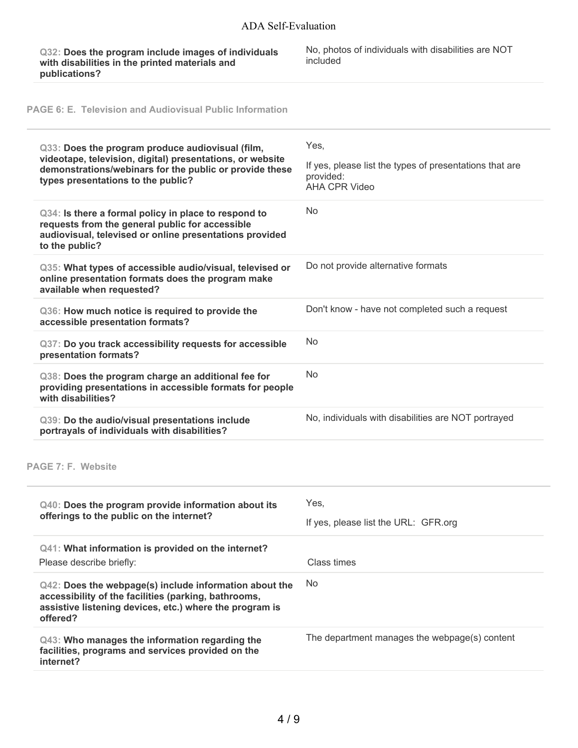| | |
|---|---|
| **Q32: Does the program include images of individuals with disabilities in the printed materials and publications?** | No, photos of individuals with disabilities are NOT included |

## PAGE 6: E. Television and Audiovisual Public Information

| | |
|---|---|
| **Q33: Does the program produce audiovisual (film, videotape, television, digital) presentations, or website demonstrations/webinars for the public or provide these types presentations to the public?** | Yes,<br>If yes, please list the types of presentations that are provided:<br>AHA CPR Video |
| **Q34: Is there a formal policy in place to respond to requests from the general public for accessible audiovisual, televised or online presentations provided to the public?** | No |
| **Q35: What types of accessible audio/visual, televised or online presentation formats does the program make available when requested?** | Do not provide alternative formats |
| **Q36: How much notice is required to provide the accessible presentation formats?** | Don't know - have not completed such a request |
| **Q37: Do you track accessibility requests for accessible presentation formats?** | No |
| **Q38: Does the program charge an additional fee for providing presentations in accessible formats for people with disabilities?** | No |
| **Q39: Do the audio/visual presentations include portrayals of individuals with disabilities?** | No, individuals with disabilities are NOT portrayed |

## PAGE 7: F. Website

| | |
|---|---|
| **Q40: Does the program provide information about its offerings to the public on the internet?** | Yes,<br>If yes, please list the URL: GFR.org |
| **Q41: What information is provided on the internet?**<br>Please describe briefly: | Class times |
| **Q42: Does the webpage(s) include information about the accessibility of the facilities (parking, bathrooms, assistive listening devices, etc.) where the program is offered?** | No |
| **Q43: Who manages the information regarding the facilities, programs and services provided on the internet?** | The department manages the webpage(s) content |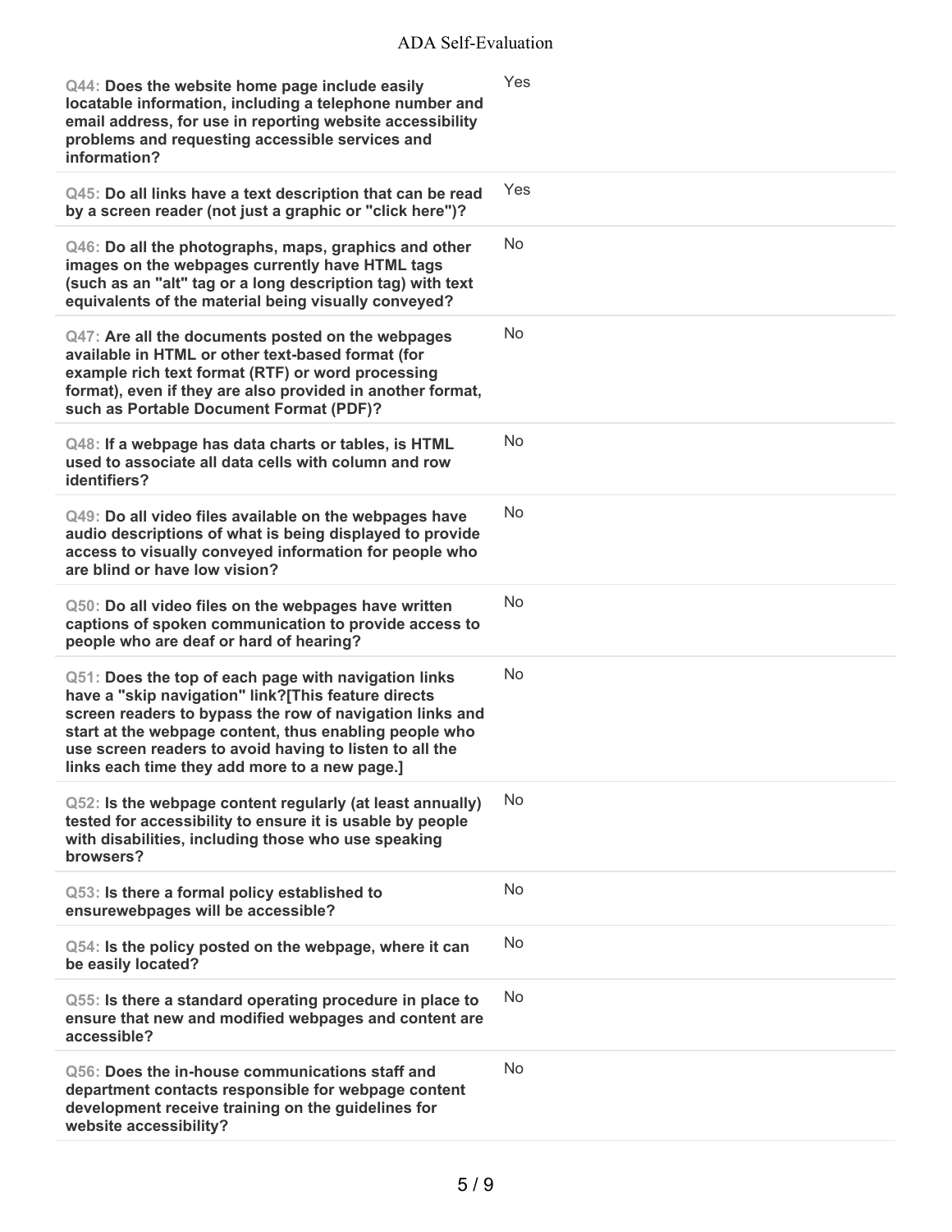| Question | Response |
| --- | --- |
| **Q44: Does the website home page include easily locatable information, including a telephone number and email address, for use in reporting website accessibility problems and requesting accessible services and information?** | Yes |
| **Q45: Do all links have a text description that can be read by a screen reader (not just a graphic or "click here")?** | Yes |
| **Q46: Do all the photographs, maps, graphics and other images on the webpages currently have HTML tags (such as an "alt" tag or a long description tag) with text equivalents of the material being visually conveyed?** | No |
| **Q47: Are all the documents posted on the webpages available in HTML or other text-based format (for example rich text format (RTF) or word processing format), even if they are also provided in another format, such as Portable Document Format (PDF)?** | No |
| **Q48: If a webpage has data charts or tables, is HTML used to associate all data cells with column and row identifiers?** | No |
| **Q49: Do all video files available on the webpages have audio descriptions of what is being displayed to provide access to visually conveyed information for people who are blind or have low vision?** | No |
| **Q50: Do all video files on the webpages have written captions of spoken communication to provide access to people who are deaf or hard of hearing?** | No |
| **Q51: Does the top of each page with navigation links have a "skip navigation" link?[This feature directs screen readers to bypass the row of navigation links and start at the webpage content, thus enabling people who use screen readers to avoid having to listen to all the links each time they add more to a new page.]** | No |
| **Q52: Is the webpage content regularly (at least annually) tested for accessibility to ensure it is usable by people with disabilities, including those who use speaking browsers?** | No |
| **Q53: Is there a formal policy established to ensurewebpages will be accessible?** | No |
| **Q54: Is the policy posted on the webpage, where it can be easily located?** | No |
| **Q55: Is there a standard operating procedure in place to ensure that new and modified webpages and content are accessible?** | No |
| **Q56: Does the in-house communications staff and department contacts responsible for webpage content development receive training on the guidelines for website accessibility?** | No |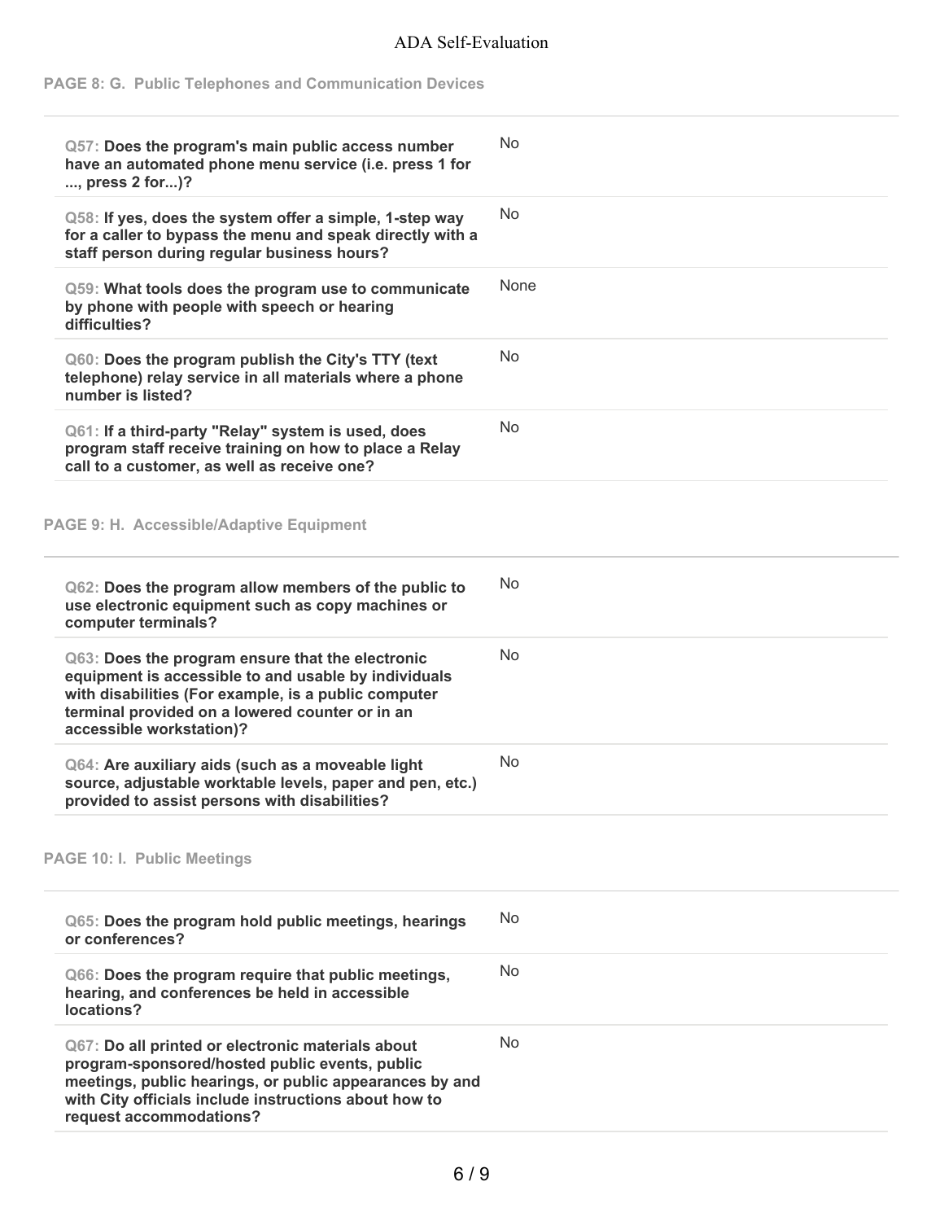## PAGE 8: G. Public Telephones and Communication Devices

| Question | Answer |
| --- | --- |
| **Q57: Does the program's main public access number have an automated phone menu service (i.e. press 1 for ..., press 2 for...)?** | No |
| **Q58: If yes, does the system offer a simple, 1-step way for a caller to bypass the menu and speak directly with a staff person during regular business hours?** | No |
| **Q59: What tools does the program use to communicate by phone with people with speech or hearing difficulties?** | None |
| **Q60: Does the program publish the City's TTY (text telephone) relay service in all materials where a phone number is listed?** | No |
| **Q61: If a third-party "Relay" system is used, does program staff receive training on how to place a Relay call to a customer, as well as receive one?** | No |

## PAGE 9: H. Accessible/Adaptive Equipment

| Question | Answer |
| --- | --- |
| **Q62: Does the program allow members of the public to use electronic equipment such as copy machines or computer terminals?** | No |
| **Q63: Does the program ensure that the electronic equipment is accessible to and usable by individuals with disabilities (For example, is a public computer terminal provided on a lowered counter or in an accessible workstation)?** | No |
| **Q64: Are auxiliary aids (such as a moveable light source, adjustable worktable levels, paper and pen, etc.) provided to assist persons with disabilities?** | No |

## PAGE 10: I. Public Meetings

| Question | Answer |
| --- | --- |
| **Q65: Does the program hold public meetings, hearings or conferences?** | No |
| **Q66: Does the program require that public meetings, hearing, and conferences be held in accessible locations?** | No |
| **Q67: Do all printed or electronic materials about program-sponsored/hosted public events, public meetings, public hearings, or public appearances by and with City officials include instructions about how to request accommodations?** | No |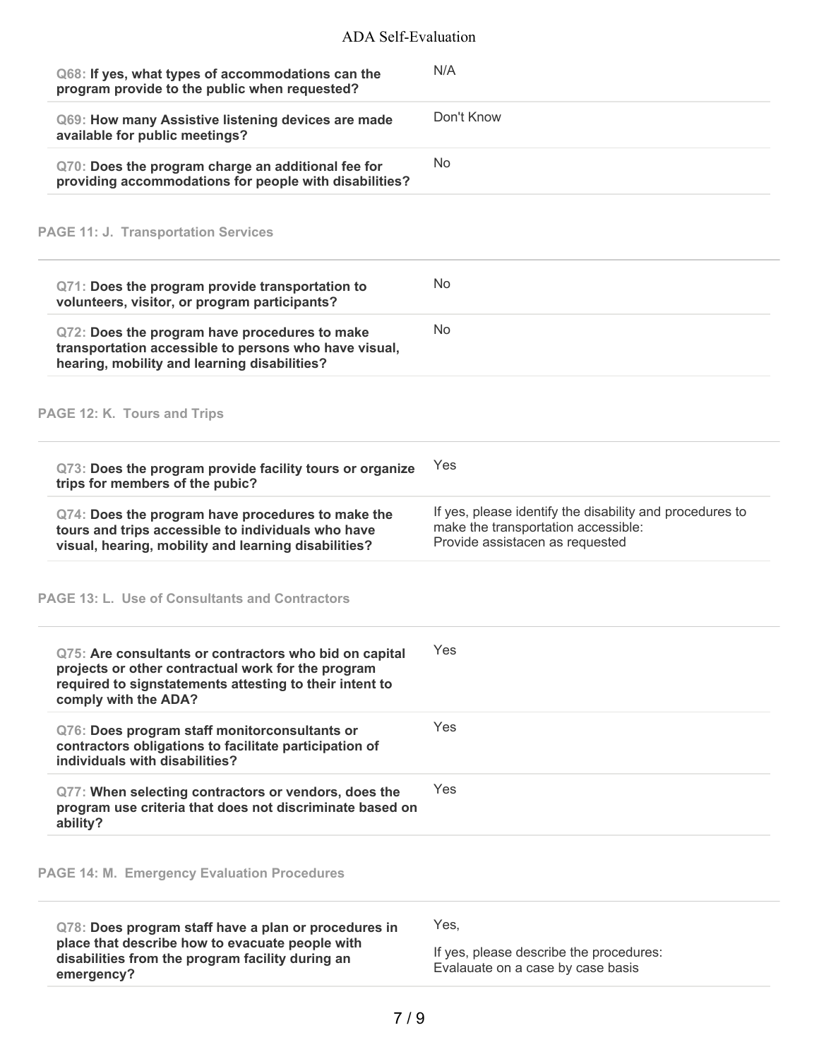| Question | Answer |
|---|---|
| Q68: **If yes, what types of accommodations can the program provide to the public when requested?** | N/A |
| Q69: **How many Assistive listening devices are made available for public meetings?** | Don't Know |
| Q70: **Does the program charge an additional fee for providing accommodations for people with disabilities?** | No |

## PAGE 11: J. Transportation Services

| Question | Answer |
|---|---|
| Q71: **Does the program provide transportation to volunteers, visitor, or program participants?** | No |
| Q72: **Does the program have procedures to make transportation accessible to persons who have visual, hearing, mobility and learning disabilities?** | No |

## PAGE 12: K. Tours and Trips

| Question | Answer |
|---|---|
| Q73: **Does the program provide facility tours or organize trips for members of the pubic?** | Yes |
| Q74: **Does the program have procedures to make the tours and trips accessible to individuals who have visual, hearing, mobility and learning disabilities?** | If yes, please identify the disability and procedures to make the transportation accessible: Provide assistacen as requested |

## PAGE 13: L. Use of Consultants and Contractors

| Question | Answer |
|---|---|
| Q75: **Are consultants or contractors who bid on capital projects or other contractual work for the program required to signstatements attesting to their intent to comply with the ADA?** | Yes |
| Q76: **Does program staff monitorconsultants or contractors obligations to facilitate participation of individuals with disabilities?** | Yes |
| Q77: **When selecting contractors or vendors, does the program use criteria that does not discriminate based on ability?** | Yes |

## PAGE 14: M. Emergency Evaluation Procedures

| Question | Answer |
|---|---|
| Q78: **Does program staff have a plan or procedures in place that describe how to evacuate people with disabilities from the program facility during an emergency?** | Yes, If yes, please describe the procedures: Evalauate on a case by case basis |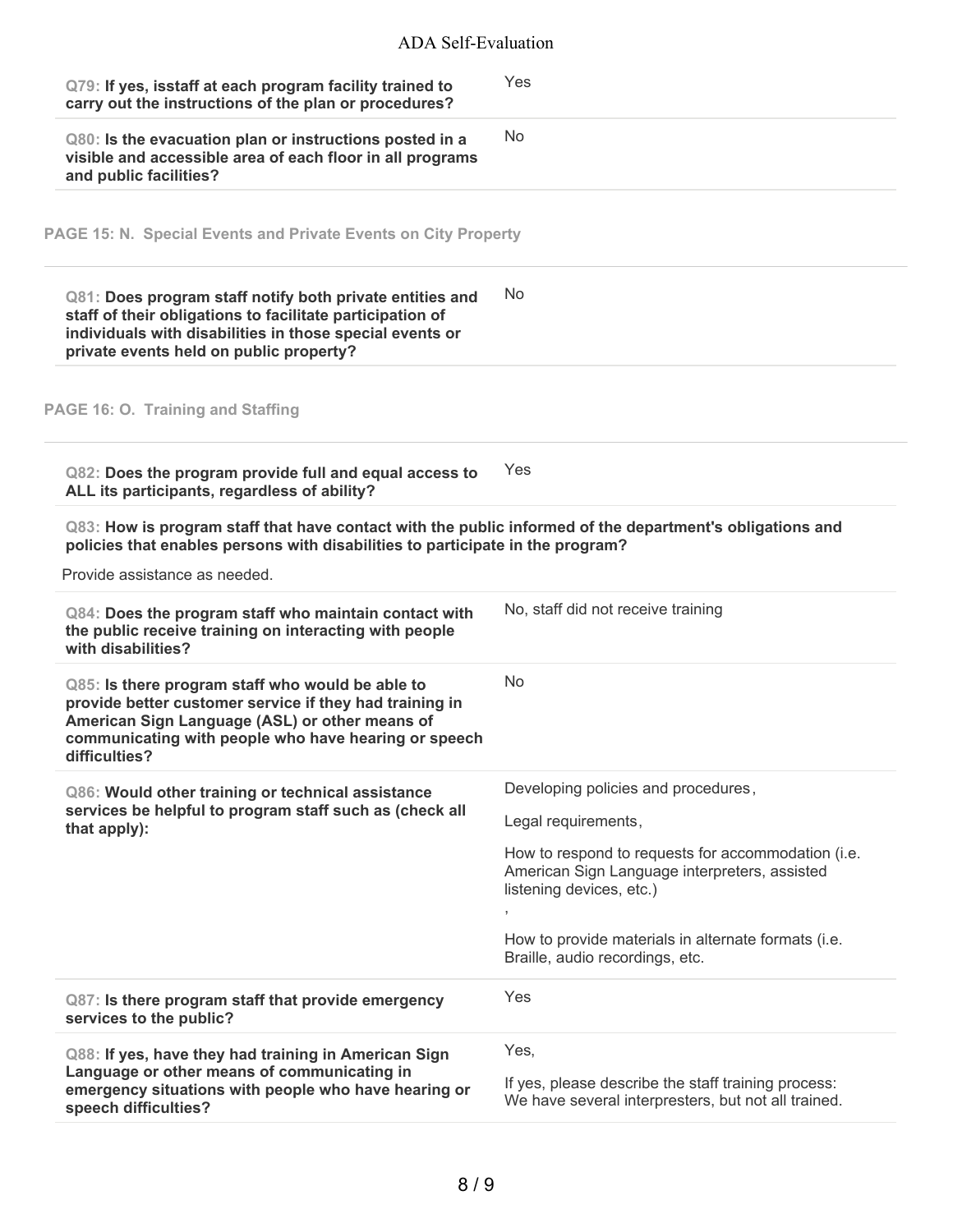**Q79: If yes, isstaff at each program facility trained to carry out the instructions of the plan or procedures?**

Yes

**Q80: Is the evacuation plan or instructions posted in a visible and accessible area of each floor in all programs and public facilities?**

No

## PAGE 15: N. Special Events and Private Events on City Property

**Q81: Does program staff notify both private entities and staff of their obligations to facilitate participation of individuals with disabilities in those special events or private events held on public property?**

No

## PAGE 16: O. Training and Staffing

**Q82: Does the program provide full and equal access to ALL its participants, regardless of ability?**

Yes

**Q83: How is program staff that have contact with the public informed of the department's obligations and policies that enables persons with disabilities to participate in the program?**

Provide assistance as needed.

**Q84: Does the program staff who maintain contact with the public receive training on interacting with people with disabilities?**

No, staff did not receive training

**Q85: Is there program staff who would be able to provide better customer service if they had training in American Sign Language (ASL) or other means of communicating with people who have hearing or speech difficulties?**

No

**Q86: Would other training or technical assistance services be helpful to program staff such as (check all that apply):**

Developing policies and procedures,

Legal requirements,

How to respond to requests for accommodation (i.e. American Sign Language interpreters, assisted listening devices, etc.)

,

How to provide materials in alternate formats (i.e. Braille, audio recordings, etc.

**Q87: Is there program staff that provide emergency services to the public?**

Yes

**Q88: If yes, have they had training in American Sign Language or other means of communicating in emergency situations with people who have hearing or speech difficulties?**

Yes,

If yes, please describe the staff training process: We have several interpresters, but not all trained.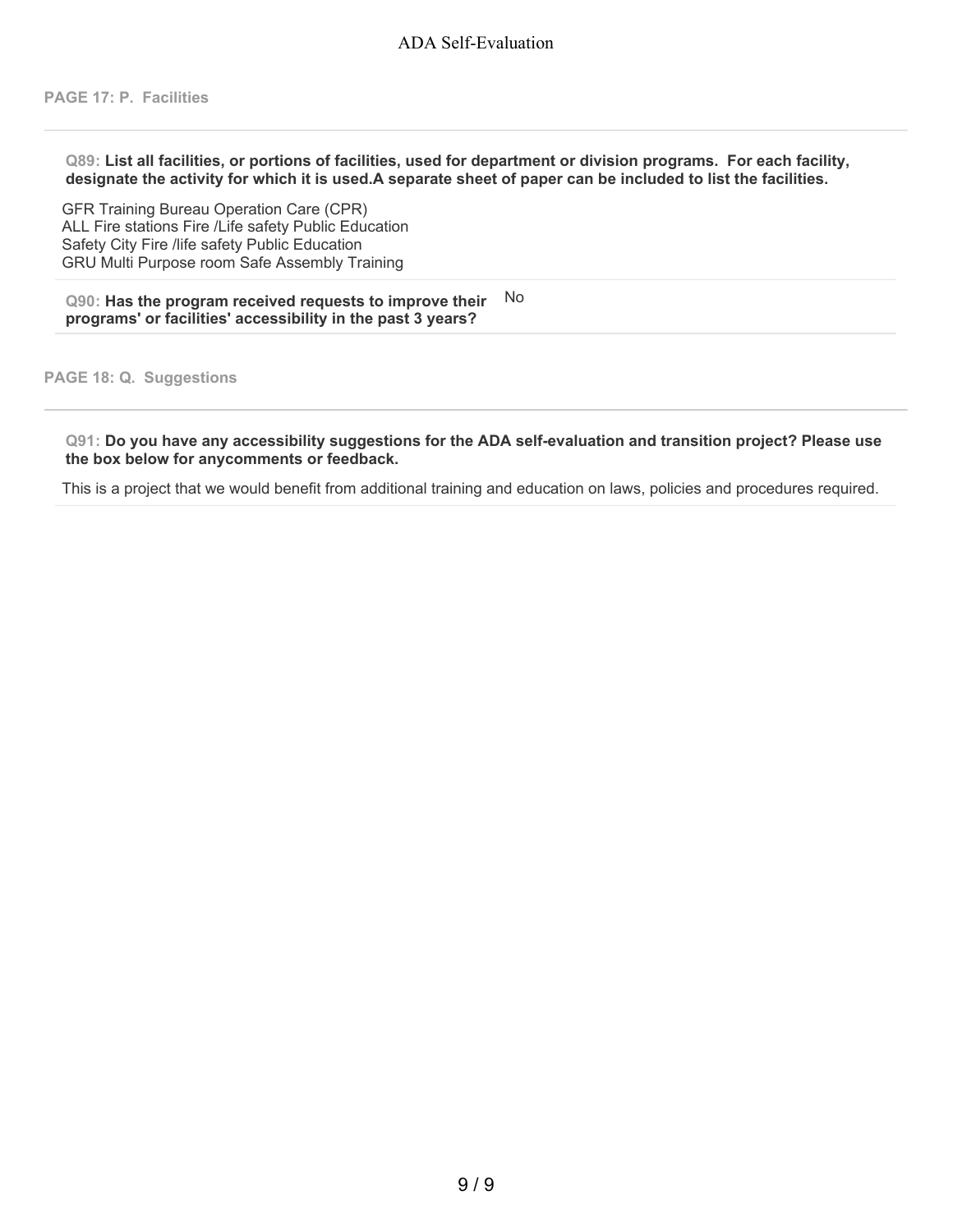**PAGE 17: P. Facilities**

**Q89: List all facilities, or portions of facilities, used for department or division programs. For each facility, designate the activity for which it is used.A separate sheet of paper can be included to list the facilities.**

GFR Training Bureau Operation Care (CPR)
ALL Fire stations Fire /Life safety Public Education
Safety City Fire /life safety Public Education
GRU Multi Purpose room Safe Assembly Training

**Q90: Has the program received requests to improve their programs' or facilities' accessibility in the past 3 years?**

No

**PAGE 18: Q. Suggestions**

**Q91: Do you have any accessibility suggestions for the ADA self-evaluation and transition project? Please use the box below for anycomments or feedback.**

This is a project that we would benefit from additional training and education on laws, policies and procedures required.